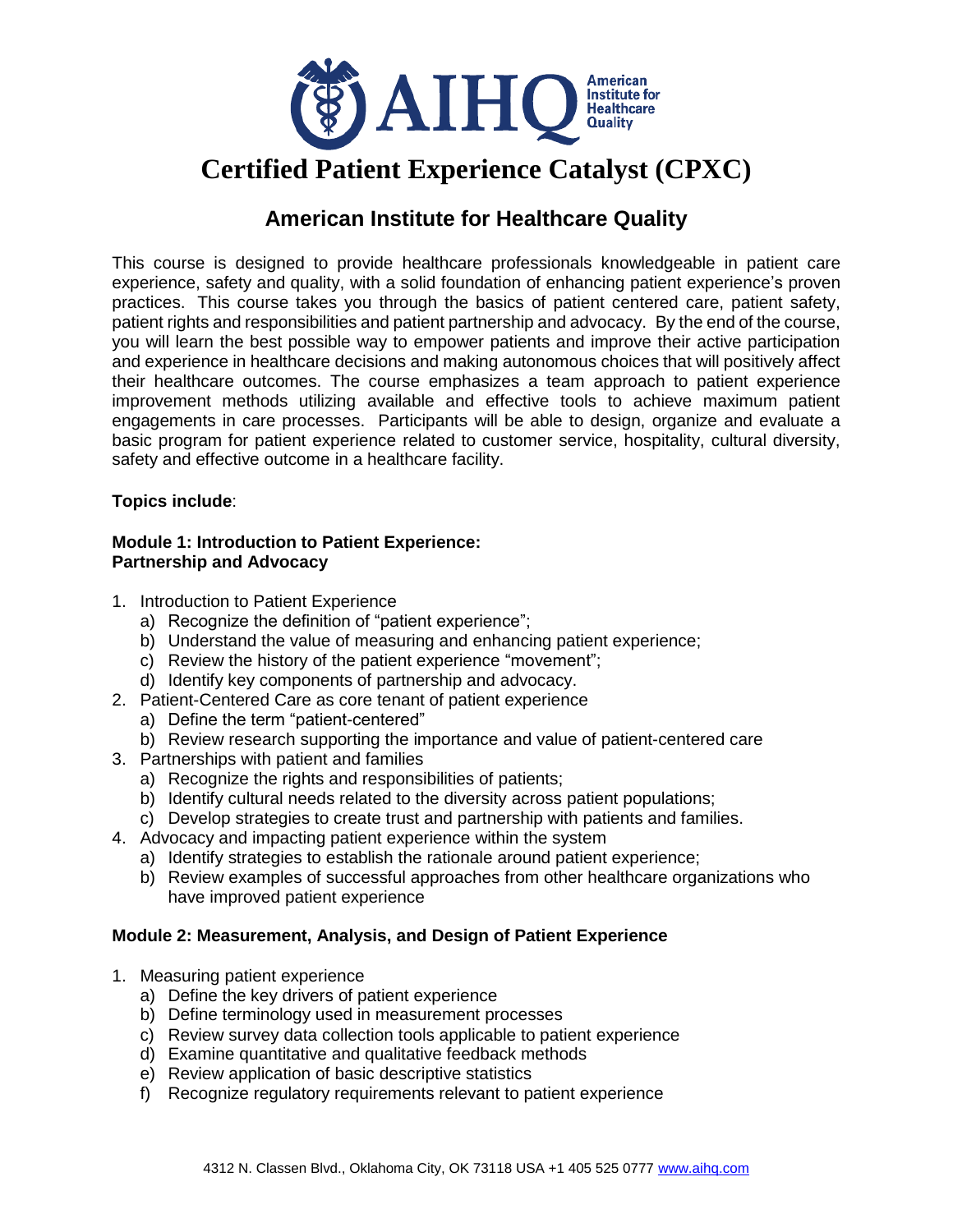# Certified Patient Experience Catalyst (CPXC)

## American Institute for Healthcare Quality

This course is designed to provide healthcare professionals knowledgeable in patient care experience, safety and quality, with a solid foundation of enhancing patient experience's proven practices. This course takes you through the basics of patient centered care, patient safety, patient rights and responsibilities and patient partnership and advocacy. By the end of the course, you will learn the best possible way to empower patients and improve their active participation and experience in healthcare decisions and making autonomous choices that will positively affect their healthcare outcomes. The course emphasizes a team approach to patient experience improvement methods utilizing available and effective tools to achieve maximum patient engagements in care processes. Participants will be able to design, organize and evaluate a basic program for patient experience related to customer service, hospitality, cultural diversity, safety and effective outcome in a healthcare facility.

**Topics include**:

**Module 1: Introduction to Patient Experience: Partnership and Advocacy**

1. Introduction to Patient Experience
   a) Recognize the definition of "patient experience";
   b) Understand the value of measuring and enhancing patient experience;
   c) Review the history of the patient experience "movement";
   d) Identify key components of partnership and advocacy.
2. Patient-Centered Care as core tenant of patient experience
   a) Define the term "patient-centered"
   b) Review research supporting the importance and value of patient-centered care
3. Partnerships with patient and families
   a) Recognize the rights and responsibilities of patients;
   b) Identify cultural needs related to the diversity across patient populations;
   c) Develop strategies to create trust and partnership with patients and families.
4. Advocacy and impacting patient experience within the system
   a) Identify strategies to establish the rationale around patient experience;
   b) Review examples of successful approaches from other healthcare organizations who have improved patient experience

**Module 2: Measurement, Analysis, and Design of Patient Experience**

1. Measuring patient experience
   a) Define the key drivers of patient experience
   b) Define terminology used in measurement processes
   c) Review survey data collection tools applicable to patient experience
   d) Examine quantitative and qualitative feedback methods
   e) Review application of basic descriptive statistics
   f) Recognize regulatory requirements relevant to patient experience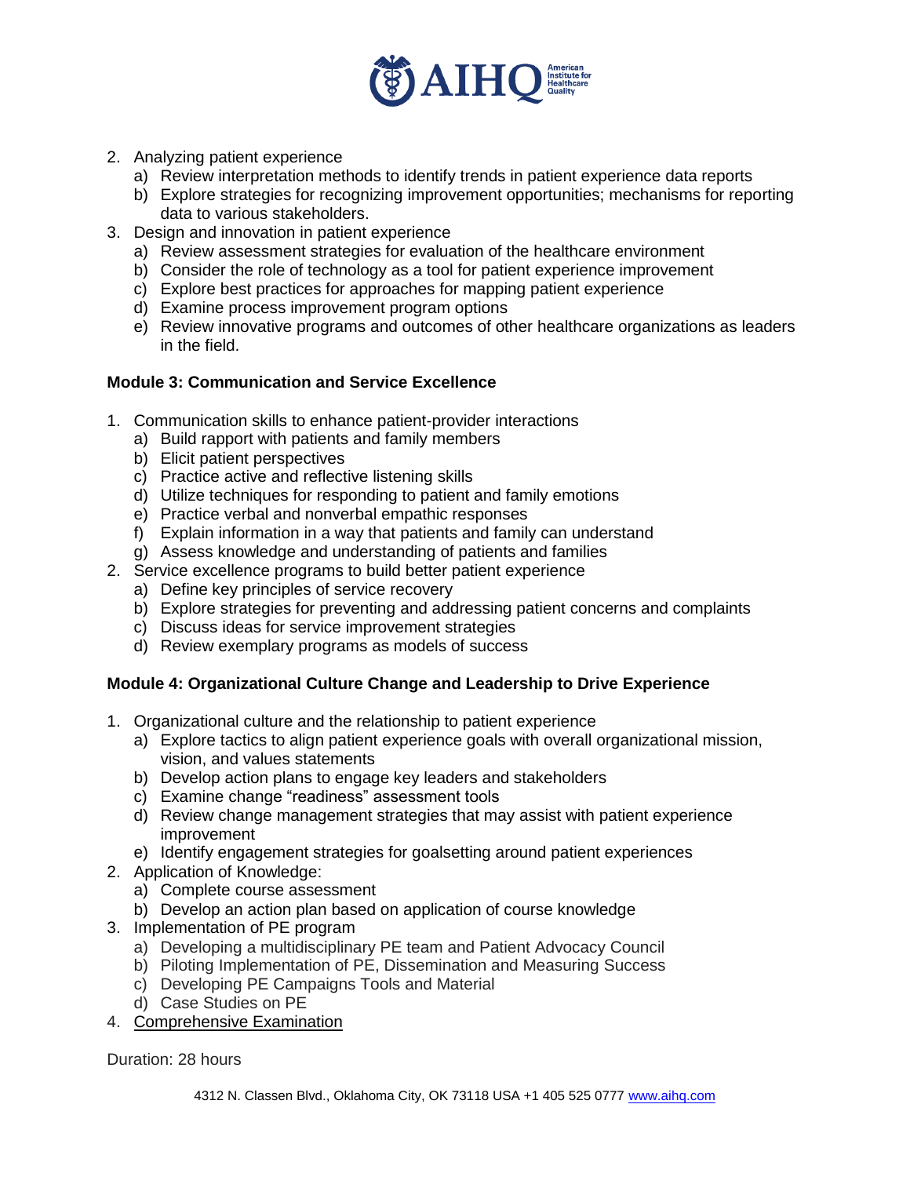2. Analyzing patient experience
   a) Review interpretation methods to identify trends in patient experience data reports
   b) Explore strategies for recognizing improvement opportunities; mechanisms for reporting data to various stakeholders.
3. Design and innovation in patient experience
   a) Review assessment strategies for evaluation of the healthcare environment
   b) Consider the role of technology as a tool for patient experience improvement
   c) Explore best practices for approaches for mapping patient experience
   d) Examine process improvement program options
   e) Review innovative programs and outcomes of other healthcare organizations as leaders in the field.

**Module 3: Communication and Service Excellence**

1. Communication skills to enhance patient-provider interactions
   a) Build rapport with patients and family members
   b) Elicit patient perspectives
   c) Practice active and reflective listening skills
   d) Utilize techniques for responding to patient and family emotions
   e) Practice verbal and nonverbal empathic responses
   f) Explain information in a way that patients and family can understand
   g) Assess knowledge and understanding of patients and families
2. Service excellence programs to build better patient experience
   a) Define key principles of service recovery
   b) Explore strategies for preventing and addressing patient concerns and complaints
   c) Discuss ideas for service improvement strategies
   d) Review exemplary programs as models of success

**Module 4: Organizational Culture Change and Leadership to Drive Experience**

1. Organizational culture and the relationship to patient experience
   a) Explore tactics to align patient experience goals with overall organizational mission, vision, and values statements
   b) Develop action plans to engage key leaders and stakeholders
   c) Examine change "readiness" assessment tools
   d) Review change management strategies that may assist with patient experience improvement
   e) Identify engagement strategies for goalsetting around patient experiences
2. Application of Knowledge:
   a) Complete course assessment
   b) Develop an action plan based on application of course knowledge
3. Implementation of PE program
   a) Developing a multidisciplinary PE team and Patient Advocacy Council
   b) Piloting Implementation of PE, Dissemination and Measuring Success
   c) Developing PE Campaigns Tools and Material
   d) Case Studies on PE
4. Comprehensive Examination

Duration: 28 hours